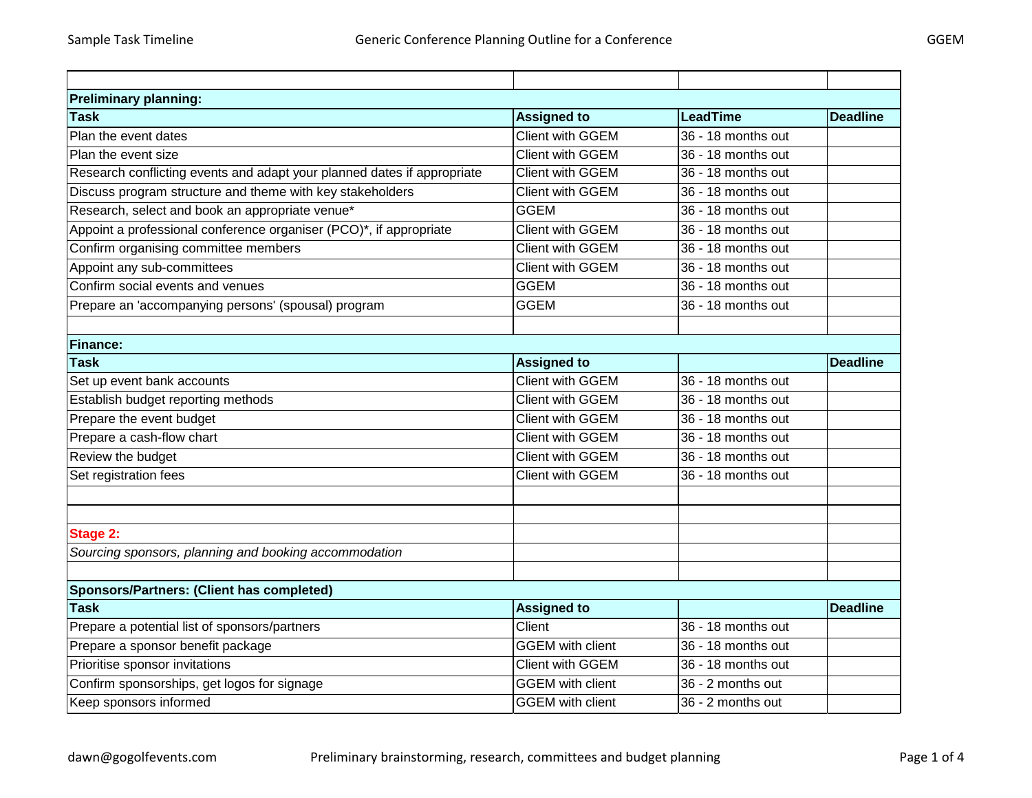### Preliminary planning:

| Task | Assigned to | LeadTime | Deadline |
|---|---|---|---|
| Plan the event dates | Client with GGEM | 36 - 18 months out | |
| Plan the event size | Client with GGEM | 36 - 18 months out | |
| Research conflicting events and adapt your planned dates if appropriate | Client with GGEM | 36 - 18 months out | |
| Discuss program structure and theme with key stakeholders | Client with GGEM | 36 - 18 months out | |
| Research, select and book an appropriate venue* | GGEM | 36 - 18 months out | |
| Appoint a professional conference organiser (PCO)*, if appropriate | Client with GGEM | 36 - 18 months out | |
| Confirm organising committee members | Client with GGEM | 36 - 18 months out | |
| Appoint any sub-committees | Client with GGEM | 36 - 18 months out | |
| Confirm social events and venues | GGEM | 36 - 18 months out | |
| Prepare an 'accompanying persons' (spousal) program | GGEM | 36 - 18 months out | |

### Finance:

| Task | Assigned to | | Deadline |
|---|---|---|---|
| Set up event bank accounts | Client with GGEM | 36 - 18 months out | |
| Establish budget reporting methods | Client with GGEM | 36 - 18 months out | |
| Prepare the event budget | Client with GGEM | 36 - 18 months out | |
| Prepare a cash-flow chart | Client with GGEM | 36 - 18 months out | |
| Review the budget | Client with GGEM | 36 - 18 months out | |
| Set registration fees | Client with GGEM | 36 - 18 months out | |

## Stage 2:

*Sourcing sponsors, planning and booking accommodation*

### Sponsors/Partners: (Client has completed)

| Task | Assigned to | | Deadline |
|---|---|---|---|
| Prepare a potential list of sponsors/partners | Client | 36 - 18 months out | |
| Prepare a sponsor benefit package | GGEM with client | 36 - 18 months out | |
| Prioritise sponsor invitations | Client with GGEM | 36 - 18 months out | |
| Confirm sponsorships, get logos for signage | GGEM with client | 36 - 2 months out | |
| Keep sponsors informed | GGEM with client | 36 - 2 months out | |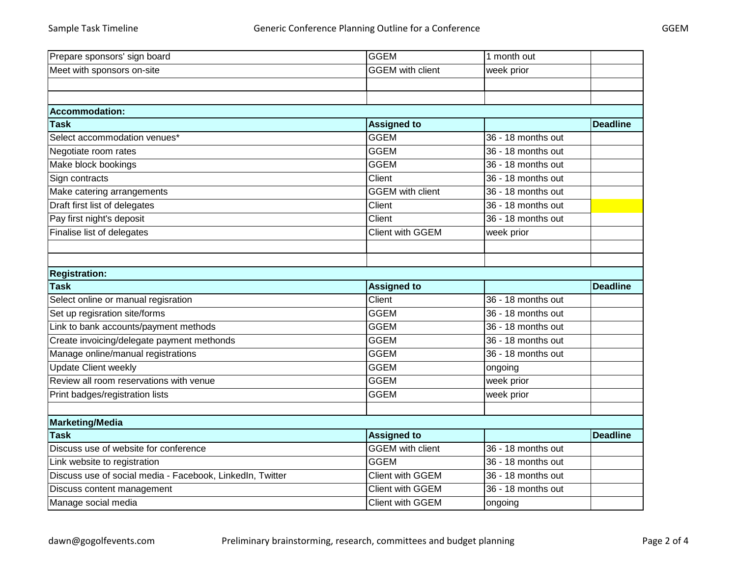| | | | |
|---|---|---|---|
| Prepare sponsors' sign board | GGEM | 1 month out | |
| Meet with sponsors on-site | GGEM with client | week prior | |
| | | | |
| | | | |
| **Accommodation:** | | | |
| **Task** | **Assigned to** | | **Deadline** |
| Select accommodation venues* | GGEM | 36 - 18 months out | |
| Negotiate room rates | GGEM | 36 - 18 months out | |
| Make block bookings | GGEM | 36 - 18 months out | |
| Sign contracts | Client | 36 - 18 months out | |
| Make catering arrangements | GGEM with client | 36 - 18 months out | |
| Draft first list of delegates | Client | 36 - 18 months out | |
| Pay first night's deposit | Client | 36 - 18 months out | |
| Finalise list of delegates | Client with GGEM | week prior | |
| | | | |
| | | | |
| **Registration:** | | | |
| **Task** | **Assigned to** | | **Deadline** |
| Select online or manual regisration | Client | 36 - 18 months out | |
| Set up regisration site/forms | GGEM | 36 - 18 months out | |
| Link to bank accounts/payment methods | GGEM | 36 - 18 months out | |
| Create invoicing/delegate payment methonds | GGEM | 36 - 18 months out | |
| Manage online/manual registrations | GGEM | 36 - 18 months out | |
| Update Client weekly | GGEM | ongoing | |
| Review all room reservations with venue | GGEM | week prior | |
| Print badges/registration lists | GGEM | week prior | |
| | | | |
| **Marketing/Media** | | | |
| **Task** | **Assigned to** | | **Deadline** |
| Discuss use of website for conference | GGEM with client | 36 - 18 months out | |
| Link website to registration | GGEM | 36 - 18 months out | |
| Discuss use of social media - Facebook, LinkedIn, Twitter | Client with GGEM | 36 - 18 months out | |
| Discuss content management | Client with GGEM | 36 - 18 months out | |
| Manage social media | Client with GGEM | ongoing | |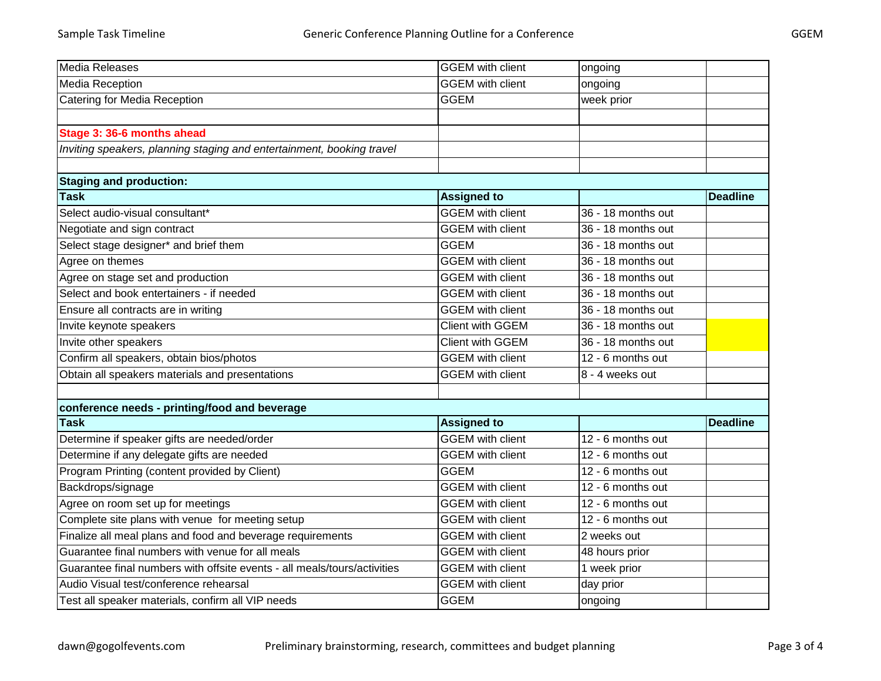| | | | |
|---|---|---|---|
| Media Releases | GGEM with client | ongoing | |
| Media Reception | GGEM with client | ongoing | |
| Catering for Media Reception | GGEM | week prior | |

**Stage 3: 36-6 months ahead**

*Inviting speakers, planning staging and entertainment, booking travel*

**Staging and production:**

| Task | Assigned to | | Deadline |
|---|---|---|---|
| Select audio-visual consultant* | GGEM with client | 36 - 18 months out | |
| Negotiate and sign contract | GGEM with client | 36 - 18 months out | |
| Select stage designer* and brief them | GGEM | 36 - 18 months out | |
| Agree on themes | GGEM with client | 36 - 18 months out | |
| Agree on stage set and production | GGEM with client | 36 - 18 months out | |
| Select and book entertainers - if needed | GGEM with client | 36 - 18 months out | |
| Ensure all contracts are in writing | GGEM with client | 36 - 18 months out | |
| Invite keynote speakers | Client with GGEM | 36 - 18 months out | |
| Invite other speakers | Client with GGEM | 36 - 18 months out | |
| Confirm all speakers, obtain bios/photos | GGEM with client | 12 - 6 months out | |
| Obtain all speakers materials and presentations | GGEM with client | 8 - 4 weeks out | |

**conference needs - printing/food and beverage**

| Task | Assigned to | | Deadline |
|---|---|---|---|
| Determine if speaker gifts are needed/order | GGEM with client | 12 - 6 months out | |
| Determine if any delegate gifts are needed | GGEM with client | 12 - 6 months out | |
| Program Printing (content provided by Client) | GGEM | 12 - 6 months out | |
| Backdrops/signage | GGEM with client | 12 - 6 months out | |
| Agree on room set up for meetings | GGEM with client | 12 - 6 months out | |
| Complete site plans with venue for meeting setup | GGEM with client | 12 - 6 months out | |
| Finalize all meal plans and food and beverage requirements | GGEM with client | 2 weeks out | |
| Guarantee final numbers with venue for all meals | GGEM with client | 48 hours prior | |
| Guarantee final numbers with offsite events - all meals/tours/activities | GGEM with client | 1 week prior | |
| Audio Visual test/conference rehearsal | GGEM with client | day prior | |
| Test all speaker materials, confirm all VIP needs | GGEM | ongoing | |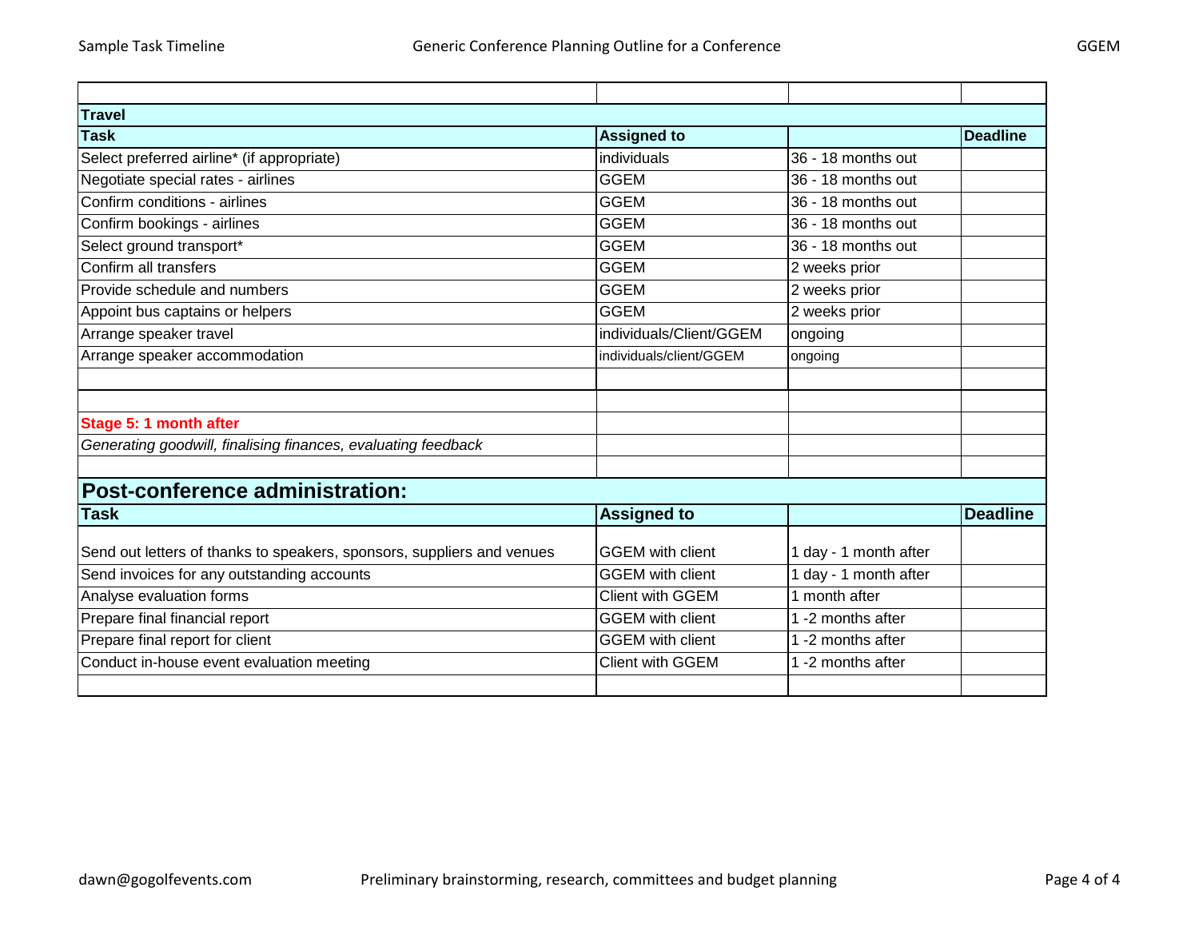| | | | |
|---|---|---|---|
| **Travel** | | | |
| **Task** | **Assigned to** | | **Deadline** |
| Select preferred airline* (if appropriate) | individuals | 36 - 18 months out | |
| Negotiate special rates - airlines | GGEM | 36 - 18 months out | |
| Confirm conditions - airlines | GGEM | 36 - 18 months out | |
| Confirm bookings - airlines | GGEM | 36 - 18 months out | |
| Select ground transport* | GGEM | 36 - 18 months out | |
| Confirm all transfers | GGEM | 2 weeks prior | |
| Provide schedule and numbers | GGEM | 2 weeks prior | |
| Appoint bus captains or helpers | GGEM | 2 weeks prior | |
| Arrange speaker travel | individuals/Client/GGEM | ongoing | |
| Arrange speaker accommodation | individuals/client/GGEM | ongoing | |
| | | | |
| | | | |
| **Stage 5: 1 month after** | | | |
| *Generating goodwill, finalising finances, evaluating feedback* | | | |
| | | | |
| **Post-conference administration:** | | | |
| **Task** | **Assigned to** | | **Deadline** |
| Send out letters of thanks to speakers, sponsors, suppliers and venues | GGEM with client | 1 day - 1 month after | |
| Send invoices for any outstanding accounts | GGEM with client | 1 day - 1 month after | |
| Analyse evaluation forms | Client with GGEM | 1 month after | |
| Prepare final financial report | GGEM with client | 1 -2 months after | |
| Prepare final report for client | GGEM with client | 1 -2 months after | |
| Conduct in-house event evaluation meeting | Client with GGEM | 1 -2 months after | |
| | | | |